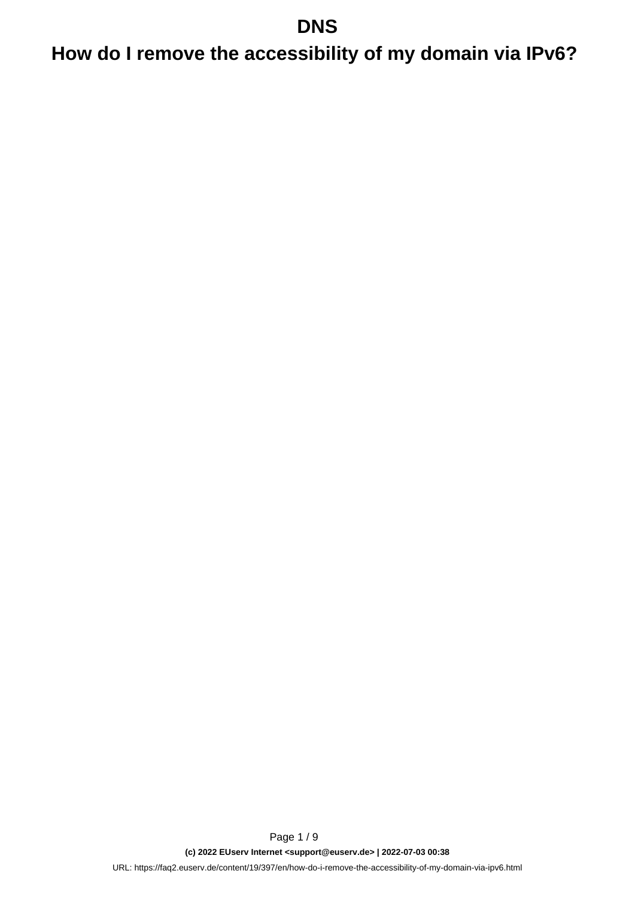# DNS

## How do I remove the accessibility of my domain via IPv6?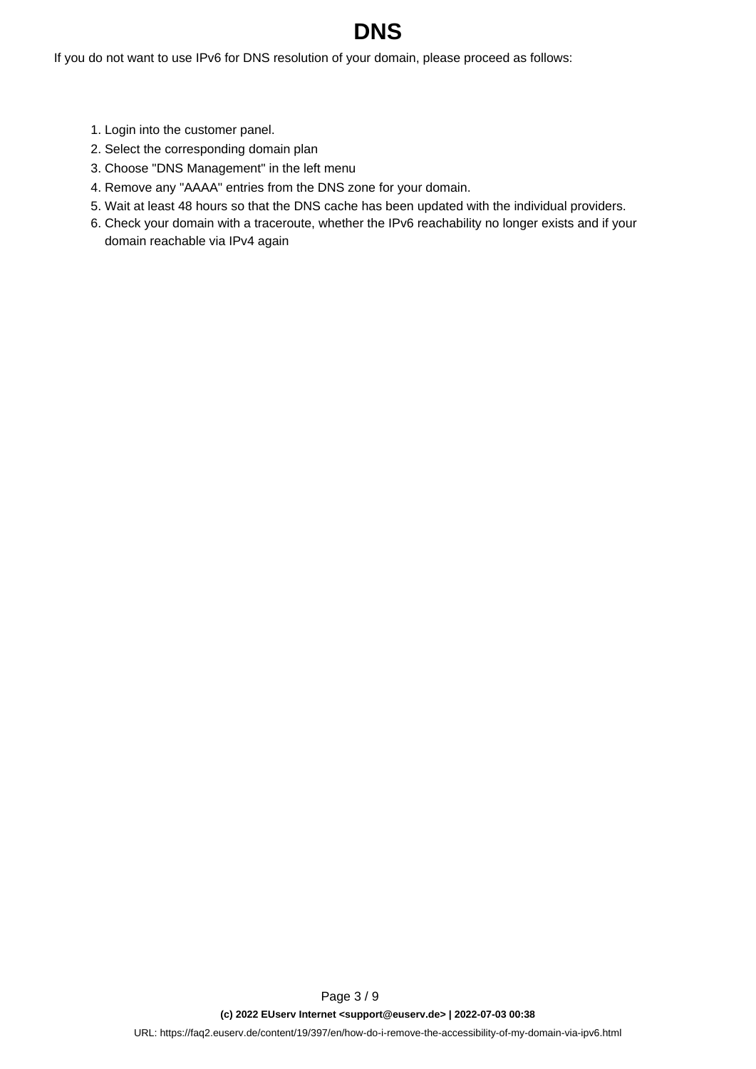# DNS

If you do not want to use IPv6 for DNS resolution of your domain, please proceed as follows:

1. Login into the customer panel.
2. Select the corresponding domain plan
3. Choose "DNS Management" in the left menu
4. Remove any "AAAA" entries from the DNS zone for your domain.
5. Wait at least 48 hours so that the DNS cache has been updated with the individual providers.
6. Check your domain with a traceroute, whether the IPv6 reachability no longer exists and if your domain reachable via IPv4 again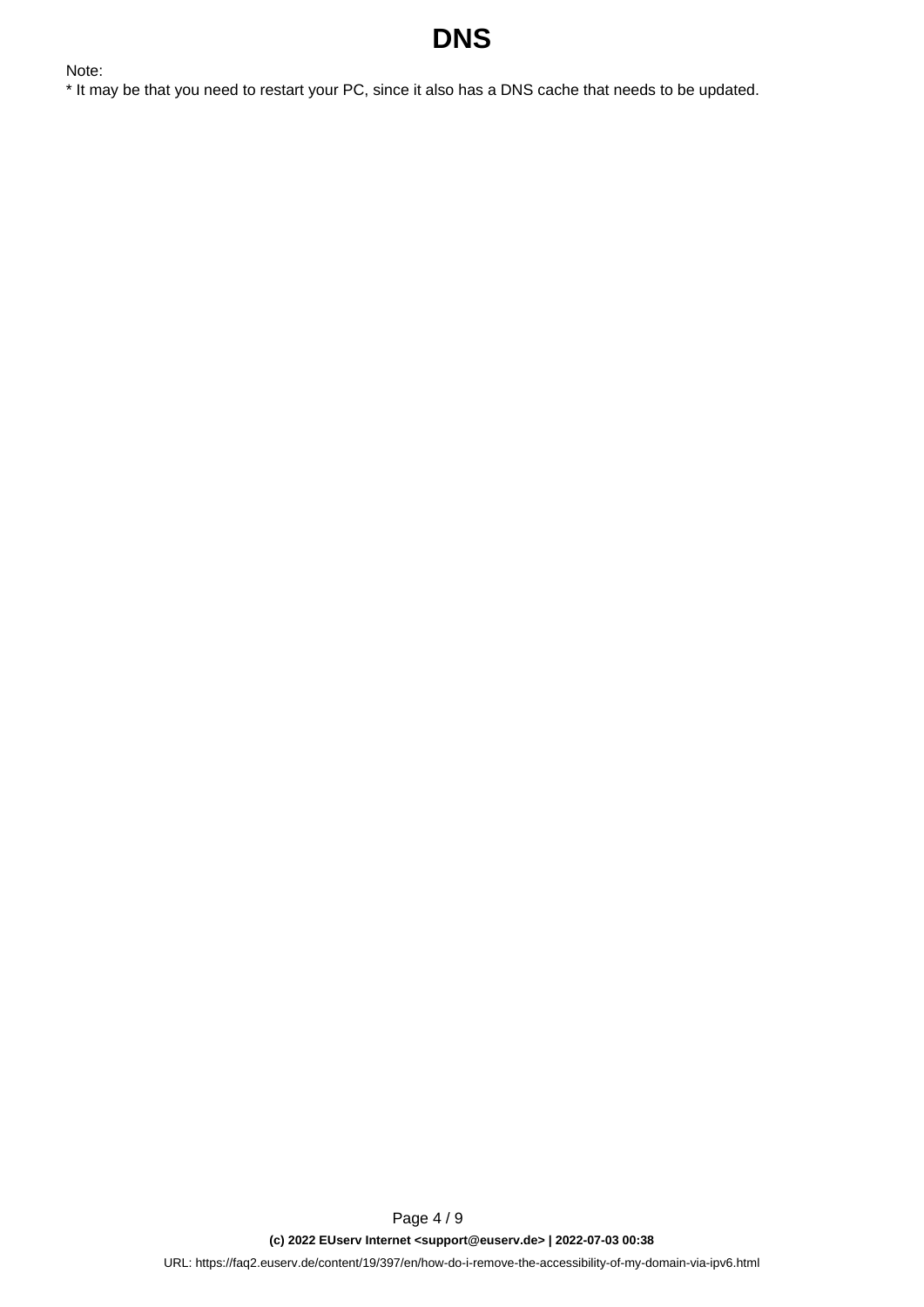Note:
* It may be that you need to restart your PC, since it also has a DNS cache that needs to be updated.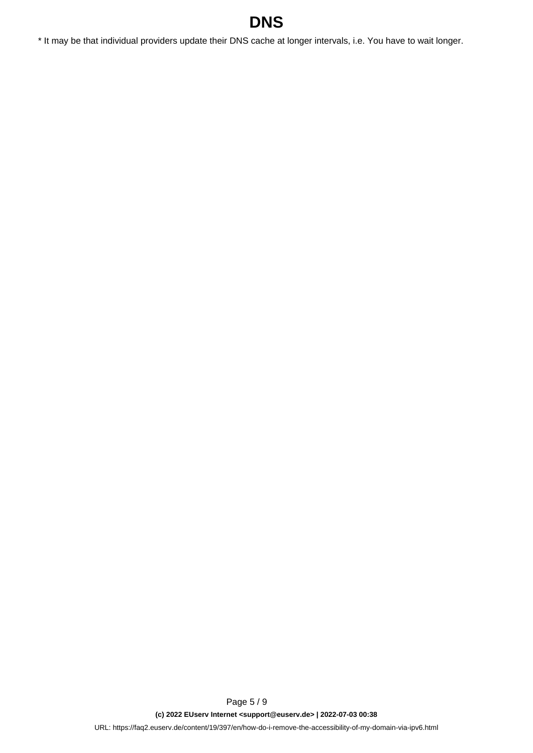* It may be that individual providers update their DNS cache at longer intervals, i.e. You have to wait longer.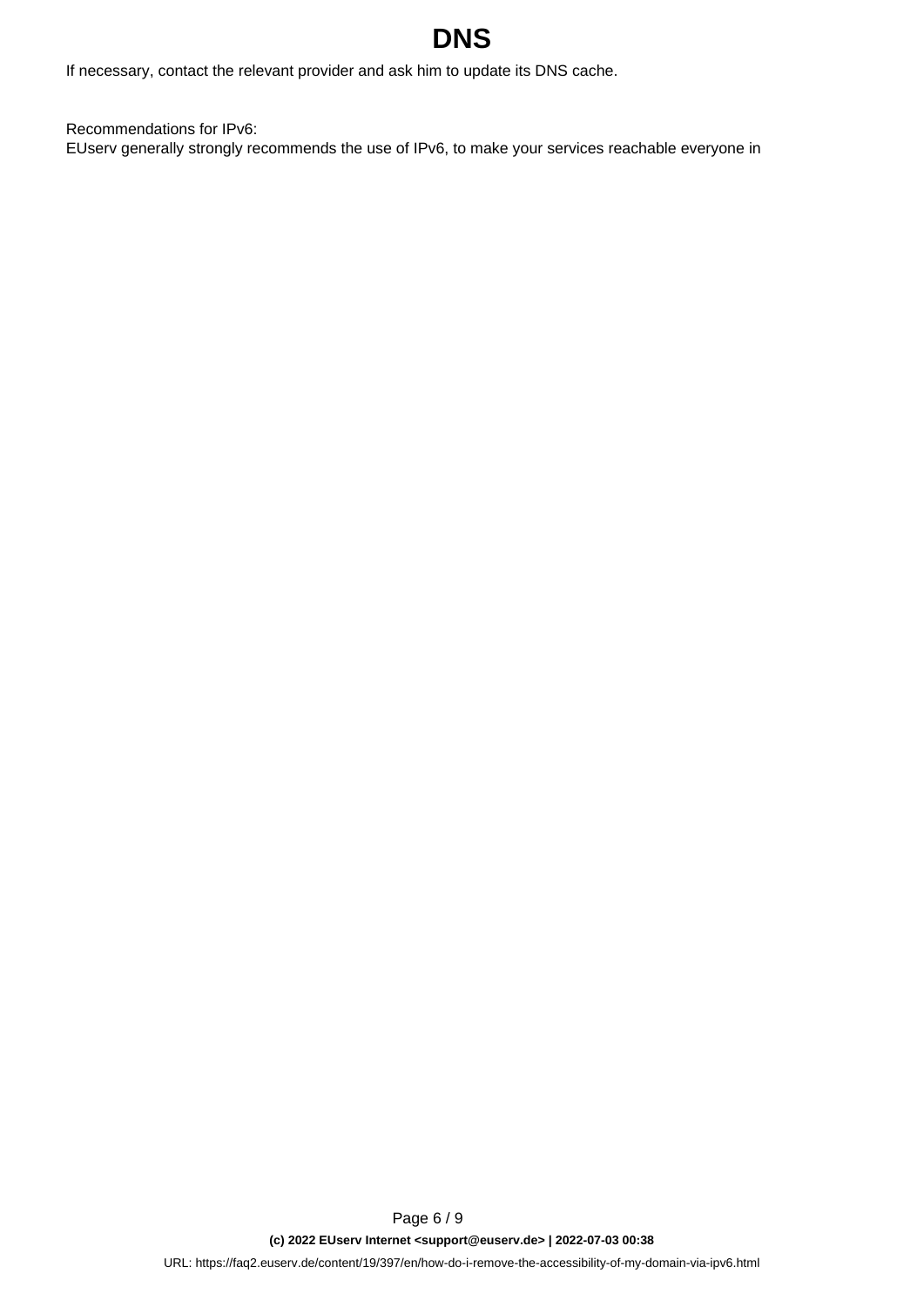If necessary, contact the relevant provider and ask him to update its DNS cache.

Recommendations for IPv6:
EUserv generally strongly recommends the use of IPv6, to make your services reachable everyone in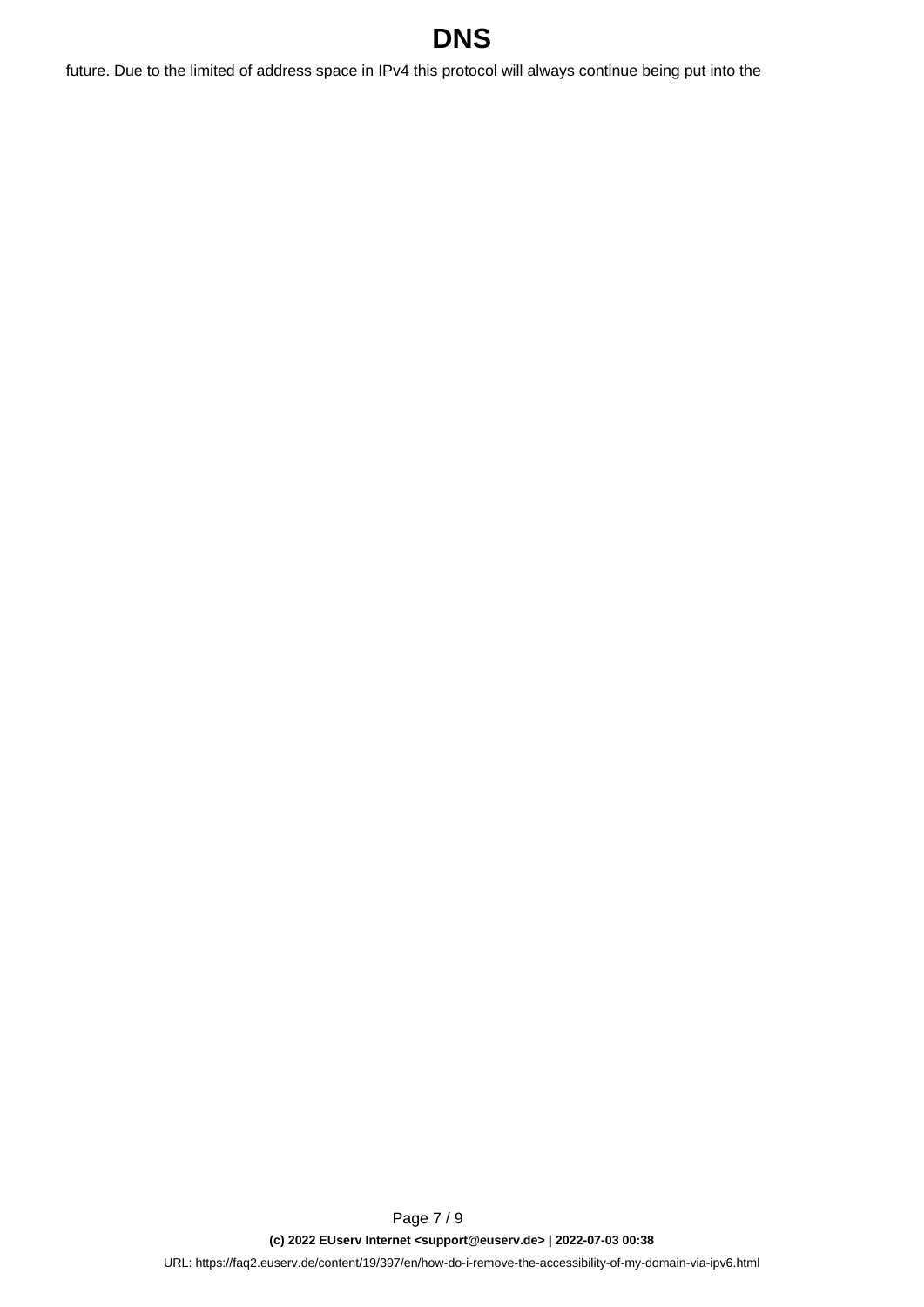future. Due to the limited of address space in IPv4 this protocol will always continue being put into the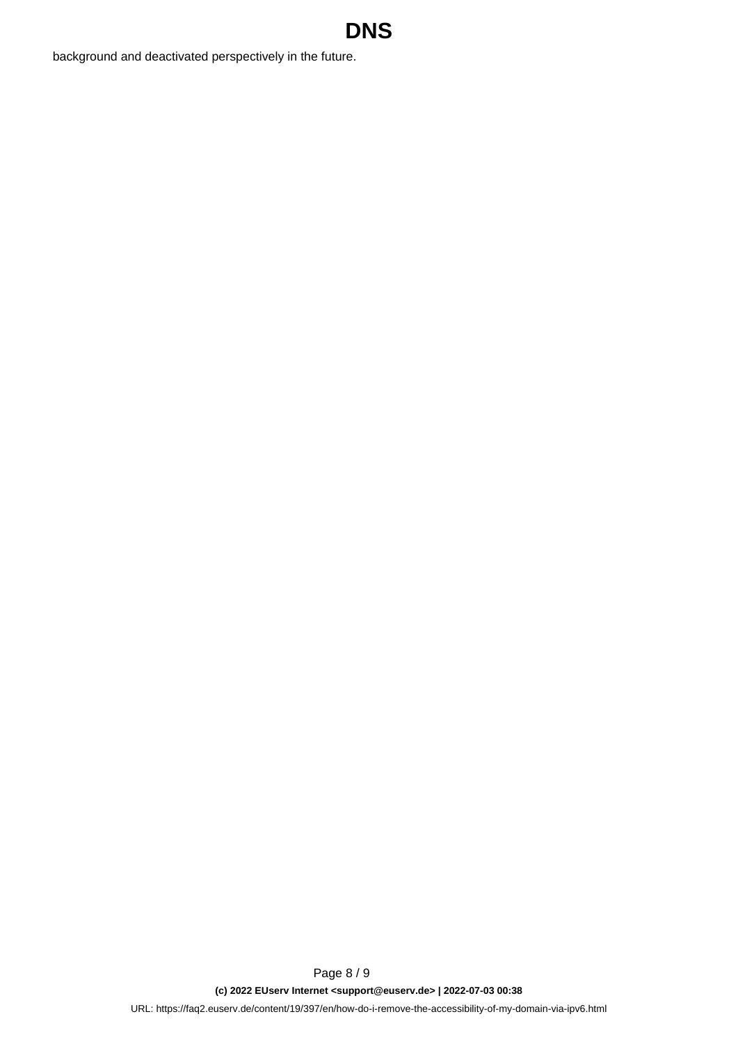background and deactivated perspectively in the future.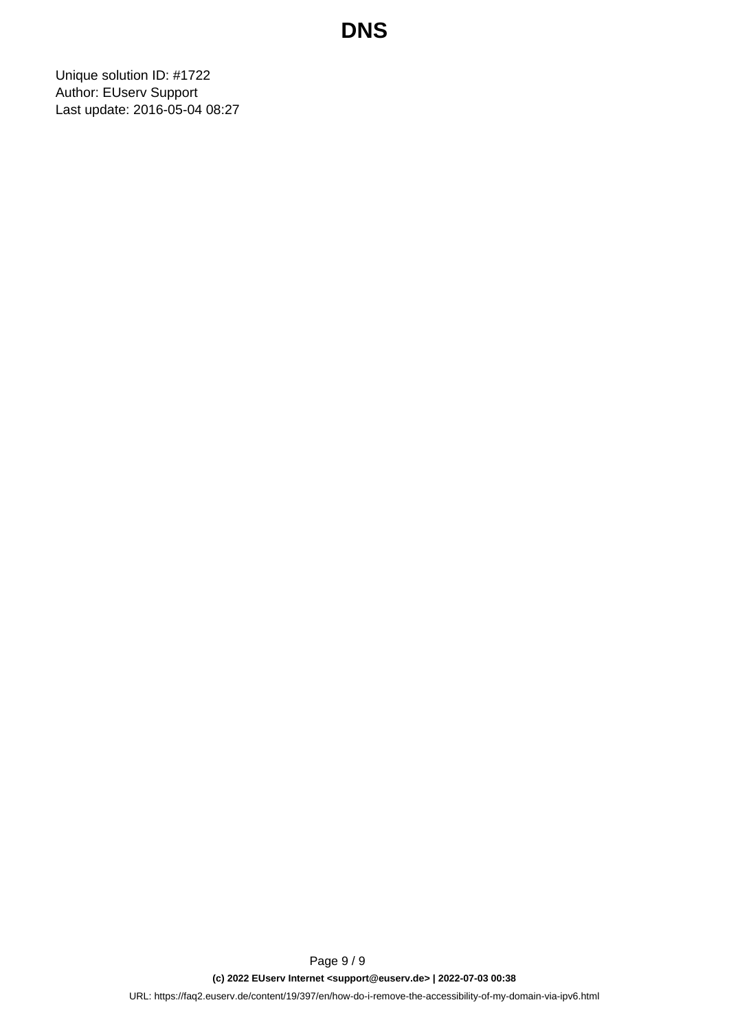Unique solution ID: #1722
Author: EUserv Support
Last update: 2016-05-04 08:27